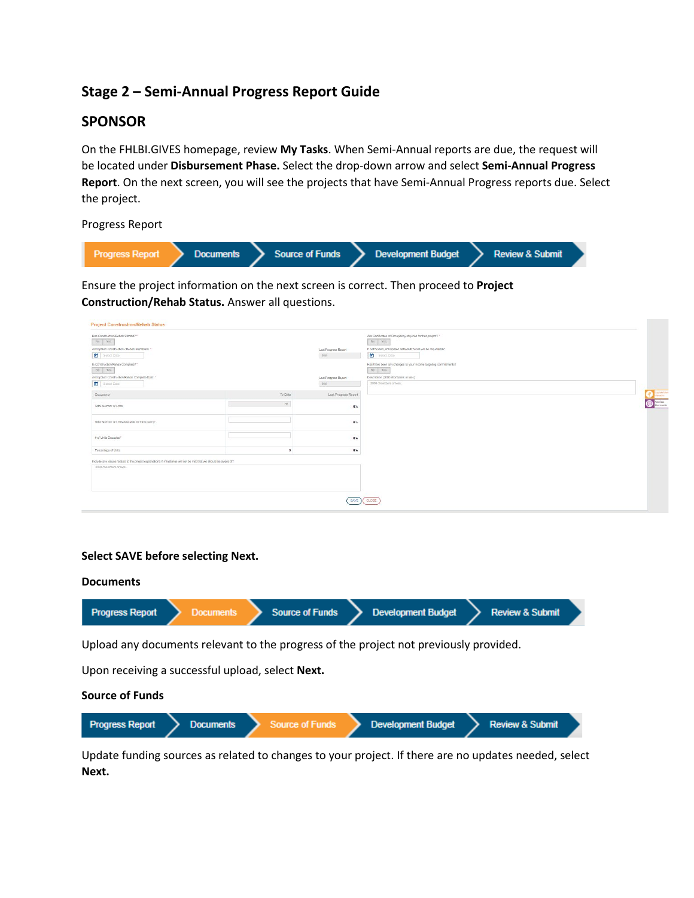## Stage 2 – Semi-Annual Progress Report Guide

## SPONSOR

On the FHLBI.GIVES homepage, review **My Tasks**. When Semi-Annual reports are due, the request will be located under **Disbursement Phase.** Select the drop-down arrow and select **Semi-Annual Progress Report**. On the next screen, you will see the projects that have Semi-Annual Progress reports due. Select the project.

Progress Report

Progress Report > Documents > Source of Funds > Development Budget > Review & Submit

Ensure the project information on the next screen is correct. Then proceed to **Project Construction/Rehab Status.** Answer all questions.

**Select SAVE before selecting Next.**

**Documents**

Progress Report > Documents > Source of Funds > Development Budget > Review & Submit

Upload any documents relevant to the progress of the project not previously provided.

Upon receiving a successful upload, select **Next.**

**Source of Funds**

Progress Report > Documents > Source of Funds > Development Budget > Review & Submit

Update funding sources as related to changes to your project. If there are no updates needed, select **Next.**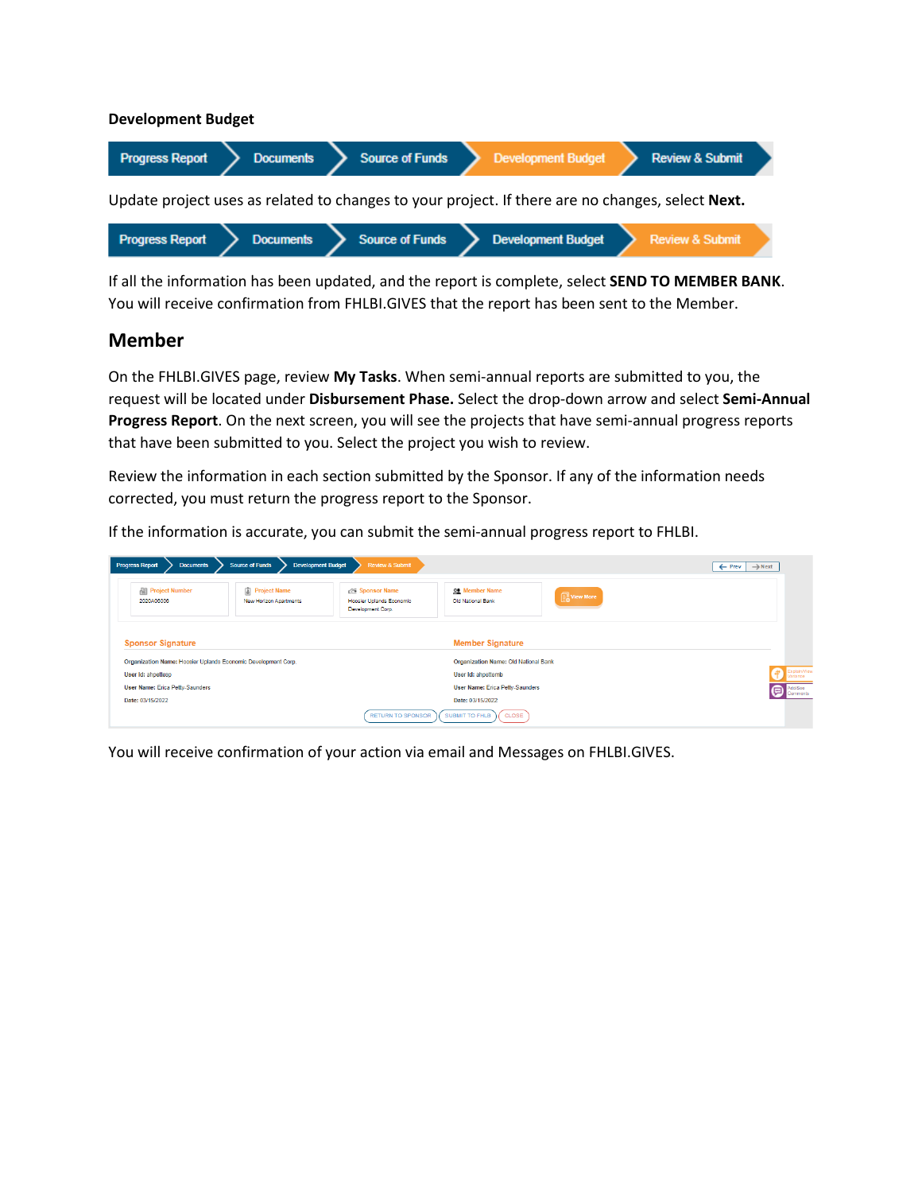**Development Budget**

Progress Report > Documents > Source of Funds > Development Budget > Review & Submit

Update project uses as related to changes to your project. If there are no changes, select **Next.**

Progress Report > Documents > Source of Funds > Development Budget > Review & Submit

If all the information has been updated, and the report is complete, select **SEND TO MEMBER BANK**. You will receive confirmation from FHLBI.GIVES that the report has been sent to the Member.

## Member

On the FHLBI.GIVES page, review **My Tasks**. When semi-annual reports are submitted to you, the request will be located under **Disbursement Phase.** Select the drop-down arrow and select **Semi-Annual Progress Report**. On the next screen, you will see the projects that have semi-annual progress reports that have been submitted to you. Select the project you wish to review.

Review the information in each section submitted by the Sponsor. If any of the information needs corrected, you must return the progress report to the Sponsor.

If the information is accurate, you can submit the semi-annual progress report to FHLBI.

Progress Report > Documents > Source of Funds > Development Budget > Review & Submit

Prev | Next

Project Number: 2020A06006
Project Name: New Horizon Apartments
Sponsor Name: Hoosier Uplands Economic Development Corp.
Member Name: Old National Bank
View More

**Sponsor Signature**
Organization Name: Hoosier Uplands Economic Development Corp.
User Id: ahpellasp
User Name: Erica Petty-Saunders
Date: 03/15/2022

**Member Signature**
Organization Name: Old National Bank
User Id: ahpettemb
User Name: Erica Petty-Saunders
Date: 03/15/2022

RETURN TO SPONSOR | SUBMIT TO FHLB | CLOSE

You will receive confirmation of your action via email and Messages on FHLBI.GIVES.